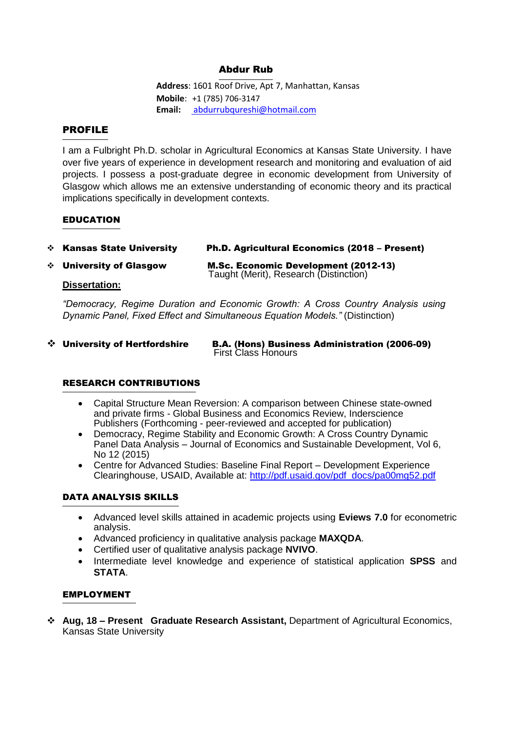# Abdur Rub

**Address**: 1601 Roof Drive, Apt 7, Manhattan, Kansas
**Mobile**: +1 (785) 706-3147
**Email**: abdurrubqureshi@hotmail.com

## PROFILE

I am a Fulbright Ph.D. scholar in Agricultural Economics at Kansas State University. I have over five years of experience in development research and monitoring and evaluation of aid projects. I possess a post-graduate degree in economic development from University of Glasgow which allows me an extensive understanding of economic theory and its practical implications specifically in development contexts.

## EDUCATION

- **Kansas State University** — **Ph.D. Agricultural Economics (2018 – Present)**
- **University of Glasgow** — **M.Sc. Economic Development (2012-13)**
  Taught (Merit), Research (Distinction)

**Dissertation:**

*"Democracy, Regime Duration and Economic Growth: A Cross Country Analysis using Dynamic Panel, Fixed Effect and Simultaneous Equation Models."* (Distinction)

- **University of Hertfordshire** — **B.A. (Hons) Business Administration (2006-09)**
  First Class Honours

## RESEARCH CONTRIBUTIONS

- Capital Structure Mean Reversion: A comparison between Chinese state-owned and private firms - Global Business and Economics Review, Inderscience Publishers (Forthcoming - peer-reviewed and accepted for publication)
- Democracy, Regime Stability and Economic Growth: A Cross Country Dynamic Panel Data Analysis – Journal of Economics and Sustainable Development, Vol 6, No 12 (2015)
- Centre for Advanced Studies: Baseline Final Report – Development Experience Clearinghouse, USAID, Available at: http://pdf.usaid.gov/pdf_docs/pa00mg52.pdf

## DATA ANALYSIS SKILLS

- Advanced level skills attained in academic projects using **Eviews 7.0** for econometric analysis.
- Advanced proficiency in qualitative analysis package **MAXQDA**.
- Certified user of qualitative analysis package **NVIVO**.
- Intermediate level knowledge and experience of statistical application **SPSS** and **STATA**.

## EMPLOYMENT

- **Aug, 18 – Present** **Graduate Research Assistant,** Department of Agricultural Economics, Kansas State University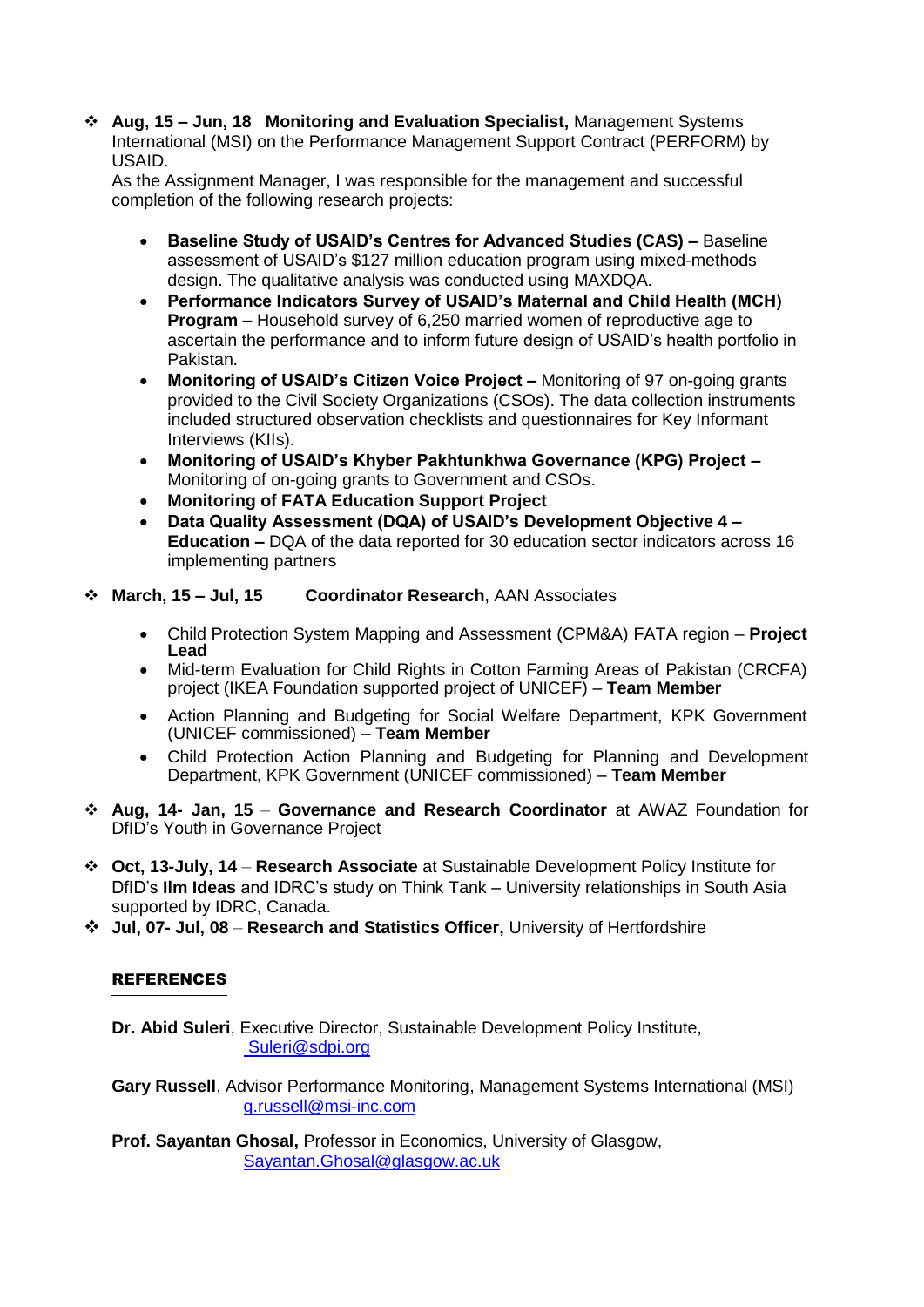- **Aug, 15 – Jun, 18 Monitoring and Evaluation Specialist,** Management Systems International (MSI) on the Performance Management Support Contract (PERFORM) by USAID.

  As the Assignment Manager, I was responsible for the management and successful completion of the following research projects:

  - **Baseline Study of USAID's Centres for Advanced Studies (CAS) –** Baseline assessment of USAID's $127 million education program using mixed-methods design. The qualitative analysis was conducted using MAXDQA.
  - **Performance Indicators Survey of USAID's Maternal and Child Health (MCH) Program –** Household survey of 6,250 married women of reproductive age to ascertain the performance and to inform future design of USAID's health portfolio in Pakistan.
  - **Monitoring of USAID's Citizen Voice Project –** Monitoring of 97 on-going grants provided to the Civil Society Organizations (CSOs). The data collection instruments included structured observation checklists and questionnaires for Key Informant Interviews (KIIs).
  - **Monitoring of USAID's Khyber Pakhtunkhwa Governance (KPG) Project –** Monitoring of on-going grants to Government and CSOs.
  - **Monitoring of FATA Education Support Project**
  - **Data Quality Assessment (DQA) of USAID's Development Objective 4 – Education –** DQA of the data reported for 30 education sector indicators across 16 implementing partners

- **March, 15 – Jul, 15 Coordinator Research**, AAN Associates

  - Child Protection System Mapping and Assessment (CPM&A) FATA region – **Project Lead**
  - Mid-term Evaluation for Child Rights in Cotton Farming Areas of Pakistan (CRCFA) project (IKEA Foundation supported project of UNICEF) – **Team Member**
  - Action Planning and Budgeting for Social Welfare Department, KPK Government (UNICEF commissioned) – **Team Member**
  - Child Protection Action Planning and Budgeting for Planning and Development Department, KPK Government (UNICEF commissioned) – **Team Member**

- **Aug, 14- Jan, 15** – **Governance and Research Coordinator** at AWAZ Foundation for DfID's Youth in Governance Project

- **Oct, 13-July, 14** – **Research Associate** at Sustainable Development Policy Institute for DfID's **Ilm Ideas** and IDRC's study on Think Tank – University relationships in South Asia supported by IDRC, Canada.
- **Jul, 07- Jul, 08** – **Research and Statistics Officer,** University of Hertfordshire

## REFERENCES

**Dr. Abid Suleri**, Executive Director, Sustainable Development Policy Institute,
Suleri@sdpi.org

**Gary Russell**, Advisor Performance Monitoring, Management Systems International (MSI)
g.russell@msi-inc.com

**Prof. Sayantan Ghosal,** Professor in Economics, University of Glasgow,
Sayantan.Ghosal@glasgow.ac.uk